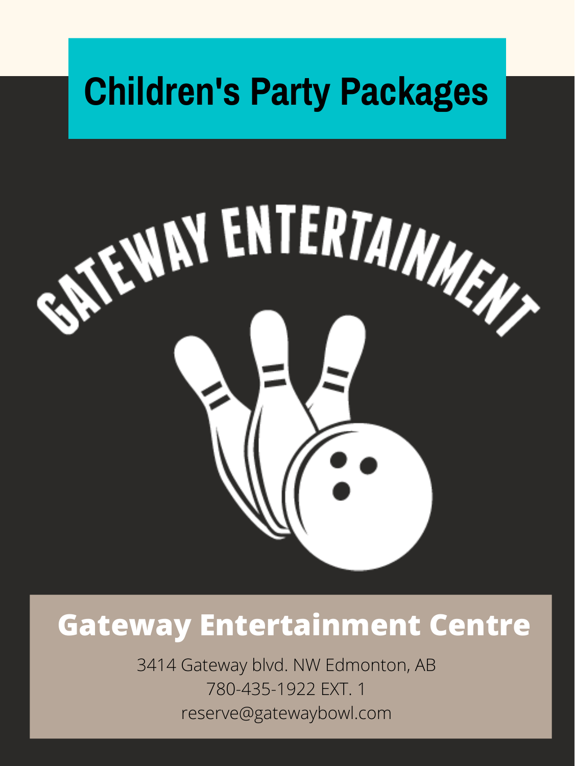# Children's Party Packages

GATEWAY ENTERTAINMENT

## Gateway Entertainment Centre

3414 Gateway blvd. NW Edmonton, AB
780-435-1922 EXT. 1
reserve@gatewaybowl.com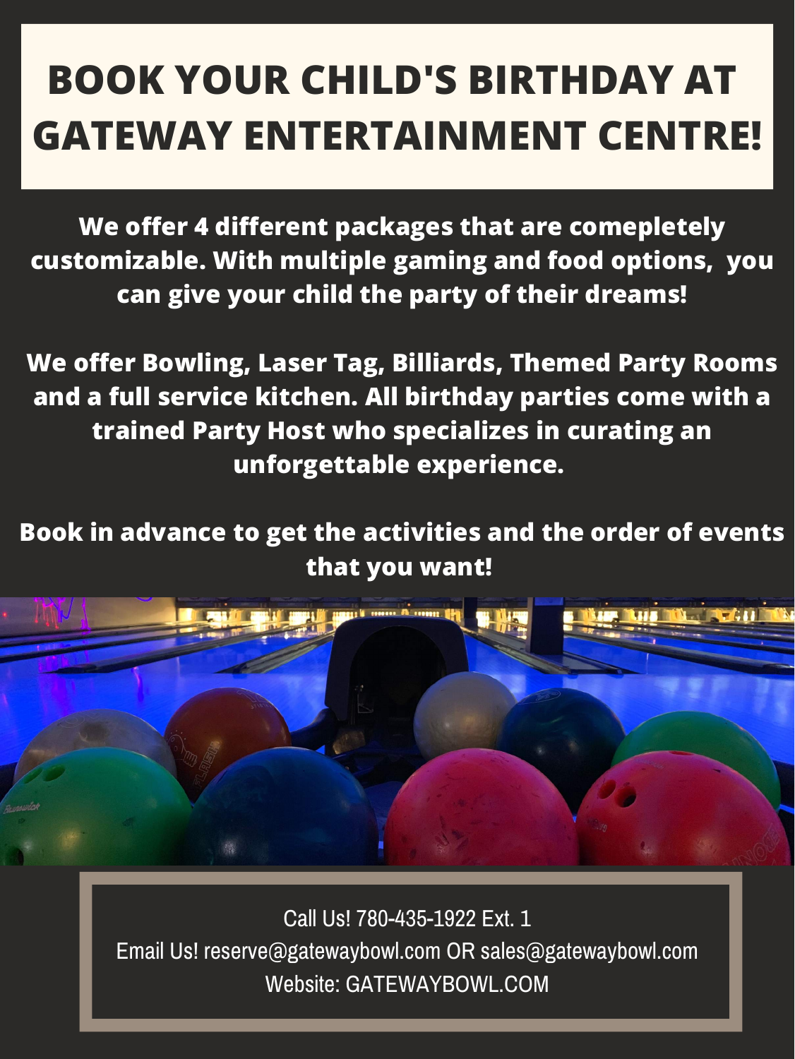# BOOK YOUR CHILD'S BIRTHDAY AT GATEWAY ENTERTAINMENT CENTRE!

**We offer 4 different packages that are comeepletely customizable. With multiple gaming and food options, you can give your child the party of their dreams!**

**We offer Bowling, Laser Tag, Billiards, Themed Party Rooms and a full service kitchen. All birthday parties come with a trained Party Host who specializes in curating an unforgettable experience.**

**Book in advance to get the activities and the order of events that you want!**

Call Us! 780-435-1922 Ext. 1
Email Us! reserve@gatewaybowl.com OR sales@gatewaybowl.com
Website: GATEWAYBOWL.COM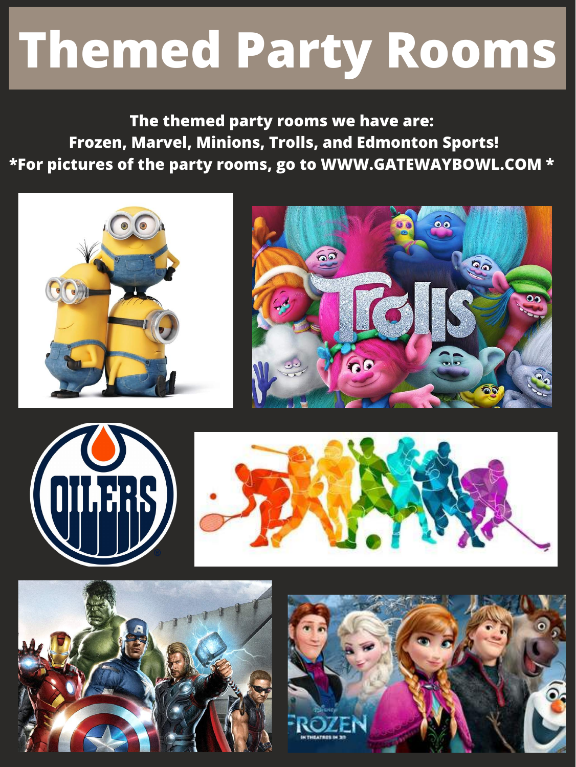# Themed Party Rooms

**The themed party rooms we have are:**
**Frozen, Marvel, Minions, Trolls, and Edmonton Sports!**
***For pictures of the party rooms, go to WWW.GATEWAYBOWL.COM ***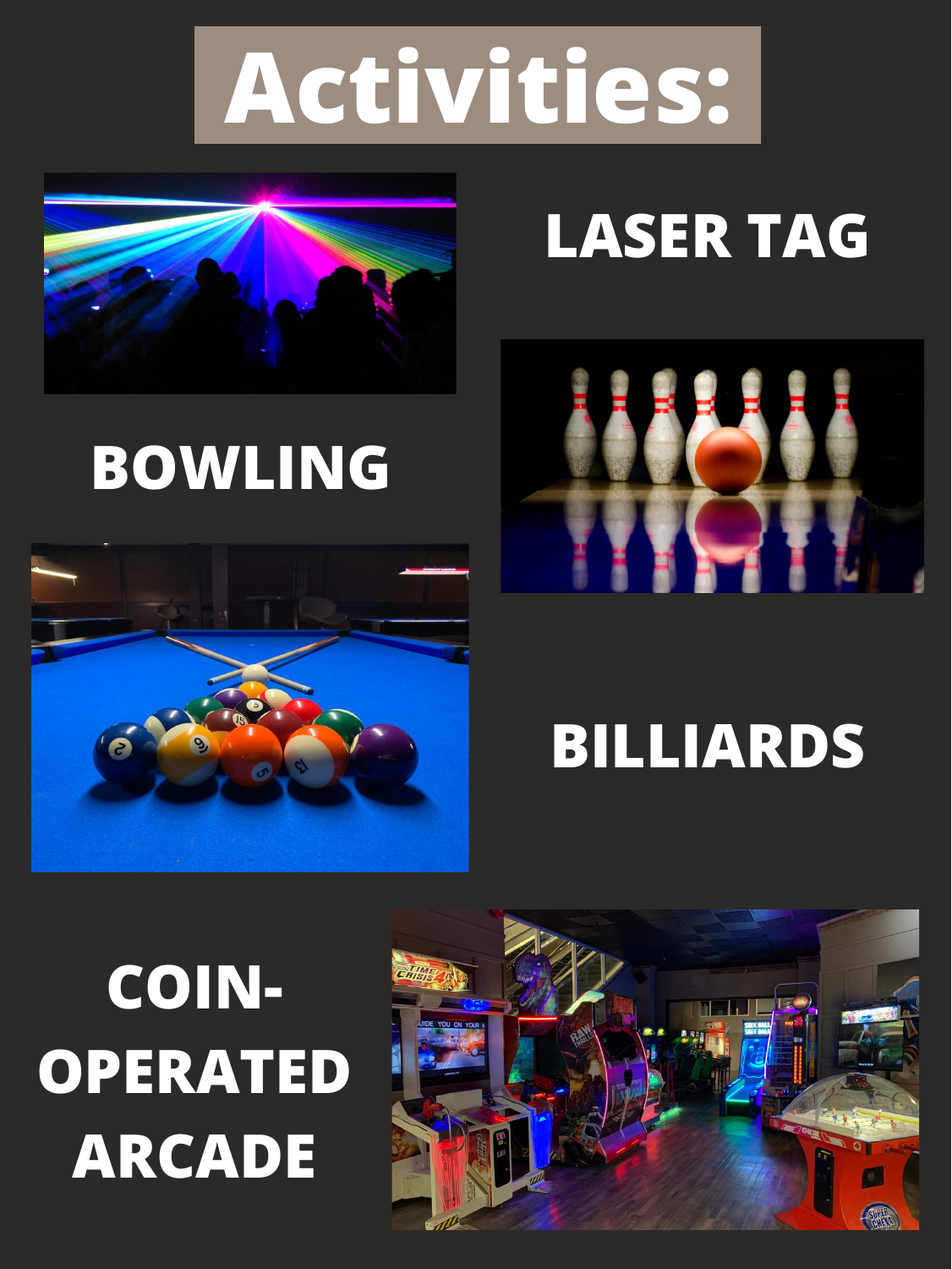# Activities:

LASER TAG

BOWLING

BILLIARDS

COIN-OPERATED ARCADE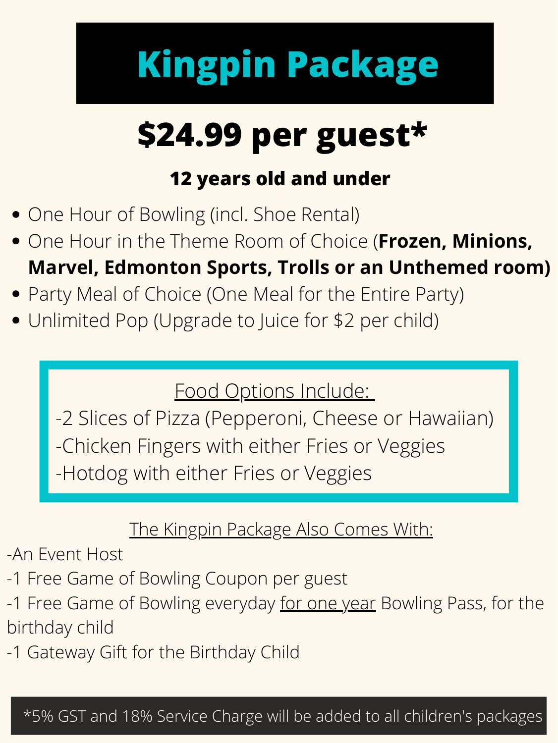# Kingpin Package

## $24.99 per guest*

**12 years old and under**

- One Hour of Bowling (incl. Shoe Rental)
- One Hour in the Theme Room of Choice (**Frozen, Minions, Marvel, Edmonton Sports, Trolls or an Unthemed room)**
- Party Meal of Choice (One Meal for the Entire Party)
- Unlimited Pop (Upgrade to Juice for $2 per child)

Food Options Include:

-2 Slices of Pizza (Pepperoni, Cheese or Hawaiian)
-Chicken Fingers with either Fries or Veggies
-Hotdog with either Fries or Veggies

The Kingpin Package Also Comes With:

-An Event Host
-1 Free Game of Bowling Coupon per guest
-1 Free Game of Bowling everyday for one year Bowling Pass, for the birthday child
-1 Gateway Gift for the Birthday Child

*5% GST and 18% Service Charge will be added to all children's packages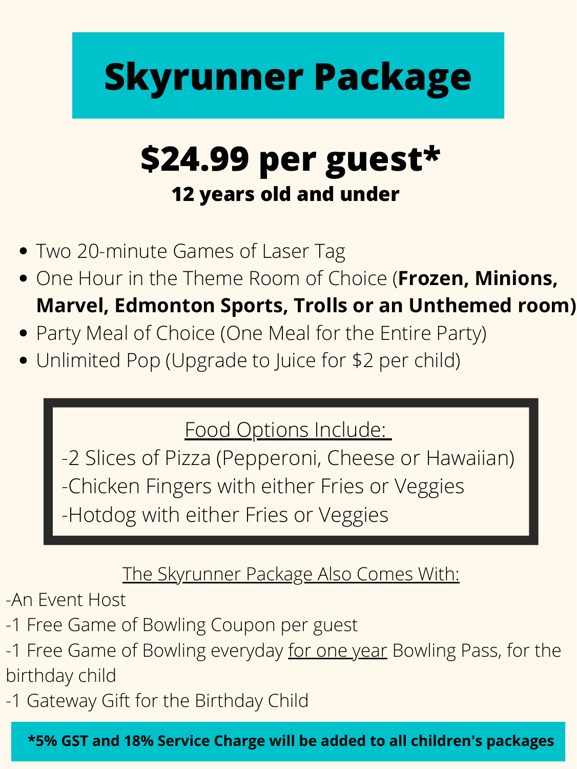# Skyrunner Package

## $24.99 per guest*

**12 years old and under**

- Two 20-minute Games of Laser Tag
- One Hour in the Theme Room of Choice (**Frozen, Minions, Marvel, Edmonton Sports, Trolls or an Unthemed room)**
- Party Meal of Choice (One Meal for the Entire Party)
- Unlimited Pop (Upgrade to Juice for $2 per child)

Food Options Include:

-2 Slices of Pizza (Pepperoni, Cheese or Hawaiian)

-Chicken Fingers with either Fries or Veggies

-Hotdog with either Fries or Veggies

The Skyrunner Package Also Comes With:

-An Event Host

-1 Free Game of Bowling Coupon per guest

-1 Free Game of Bowling everyday for one year Bowling Pass, for the birthday child

-1 Gateway Gift for the Birthday Child

**\*5% GST and 18% Service Charge will be added to all children's packages**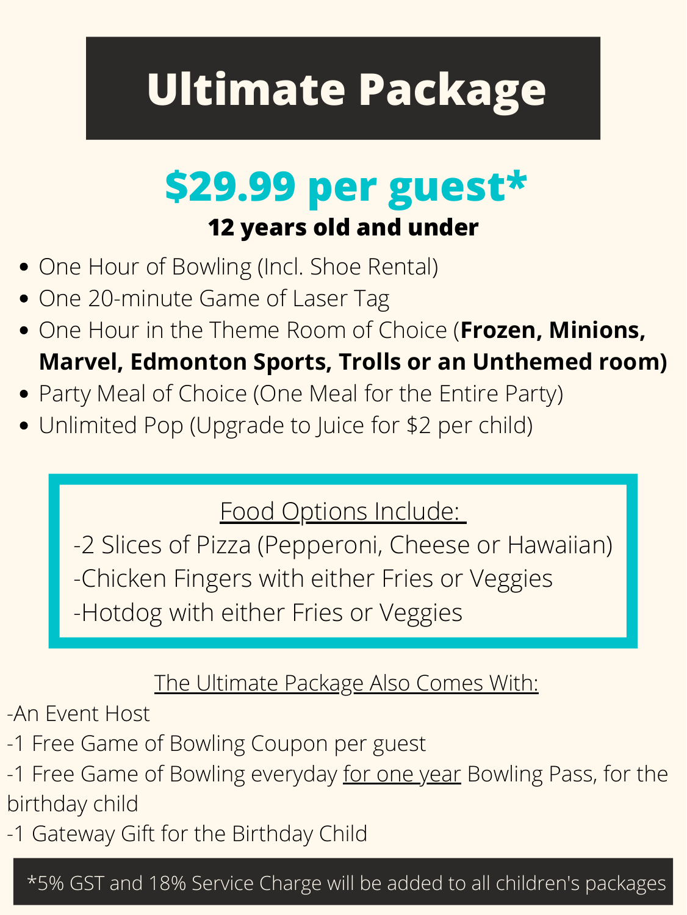# Ultimate Package

## $29.99 per guest*

**12 years old and under**

- One Hour of Bowling (Incl. Shoe Rental)
- One 20-minute Game of Laser Tag
- One Hour in the Theme Room of Choice (**Frozen, Minions, Marvel, Edmonton Sports, Trolls or an Unthemed room)**
- Party Meal of Choice (One Meal for the Entire Party)
- Unlimited Pop (Upgrade to Juice for $2 per child)

<u>Food Options Include:</u>

-2 Slices of Pizza (Pepperoni, Cheese or Hawaiian)
-Chicken Fingers with either Fries or Veggies
-Hotdog with either Fries or Veggies

<u>The Ultimate Package Also Comes With:</u>

-An Event Host
-1 Free Game of Bowling Coupon per guest
-1 Free Game of Bowling everyday <u>for one year</u> Bowling Pass, for the birthday child
-1 Gateway Gift for the Birthday Child

*5% GST and 18% Service Charge will be added to all children's packages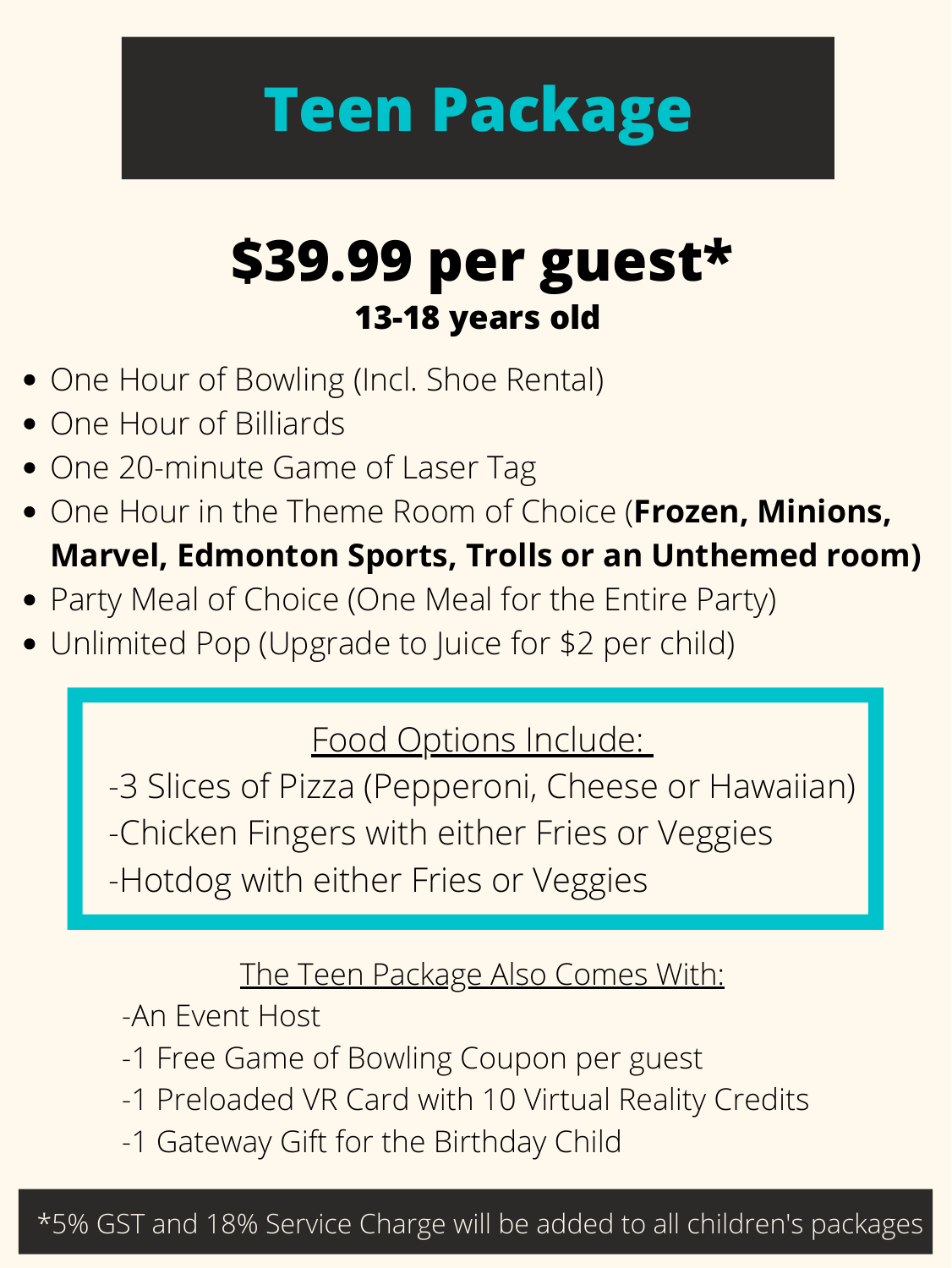# Teen Package

## $39.99 per guest*

**13-18 years old**

- One Hour of Bowling (Incl. Shoe Rental)
- One Hour of Billiards
- One 20-minute Game of Laser Tag
- One Hour in the Theme Room of Choice (**Frozen, Minions, Marvel, Edmonton Sports, Trolls or an Unthemed room)**
- Party Meal of Choice (One Meal for the Entire Party)
- Unlimited Pop (Upgrade to Juice for $2 per child)

Food Options Include:

-3 Slices of Pizza (Pepperoni, Cheese or Hawaiian)
-Chicken Fingers with either Fries or Veggies
-Hotdog with either Fries or Veggies

The Teen Package Also Comes With:

-An Event Host
-1 Free Game of Bowling Coupon per guest
-1 Preloaded VR Card with 10 Virtual Reality Credits
-1 Gateway Gift for the Birthday Child

*5% GST and 18% Service Charge will be added to all children's packages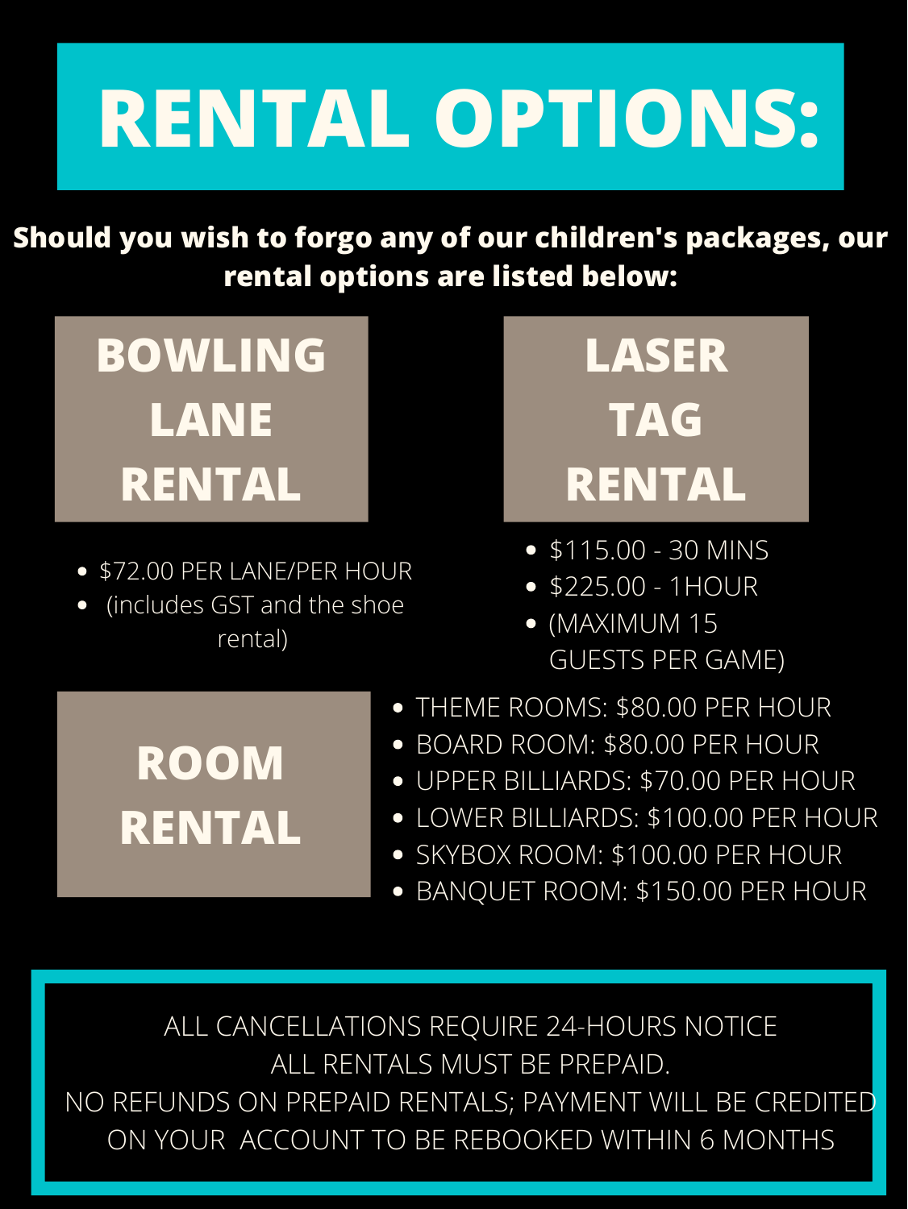# RENTAL OPTIONS:

**Should you wish to forgo any of our children's packages, our rental options are listed below:**

## BOWLING LANE RENTAL

- $72.00 PER LANE/PER HOUR
- (includes GST and the shoe rental)

## LASER TAG RENTAL

- $115.00 - 30 MINS
- $225.00 - 1HOUR
- (MAXIMUM 15 GUESTS PER GAME)

## ROOM RENTAL

- THEME ROOMS: $80.00 PER HOUR
- BOARD ROOM: $80.00 PER HOUR
- UPPER BILLIARDS: $70.00 PER HOUR
- LOWER BILLIARDS: $100.00 PER HOUR
- SKYBOX ROOM: $100.00 PER HOUR
- BANQUET ROOM: $150.00 PER HOUR

ALL CANCELLATIONS REQUIRE 24-HOURS NOTICE
ALL RENTALS MUST BE PREPAID.
NO REFUNDS ON PREPAID RENTALS; PAYMENT WILL BE CREDITED ON YOUR ACCOUNT TO BE REBOOKED WITHIN 6 MONTHS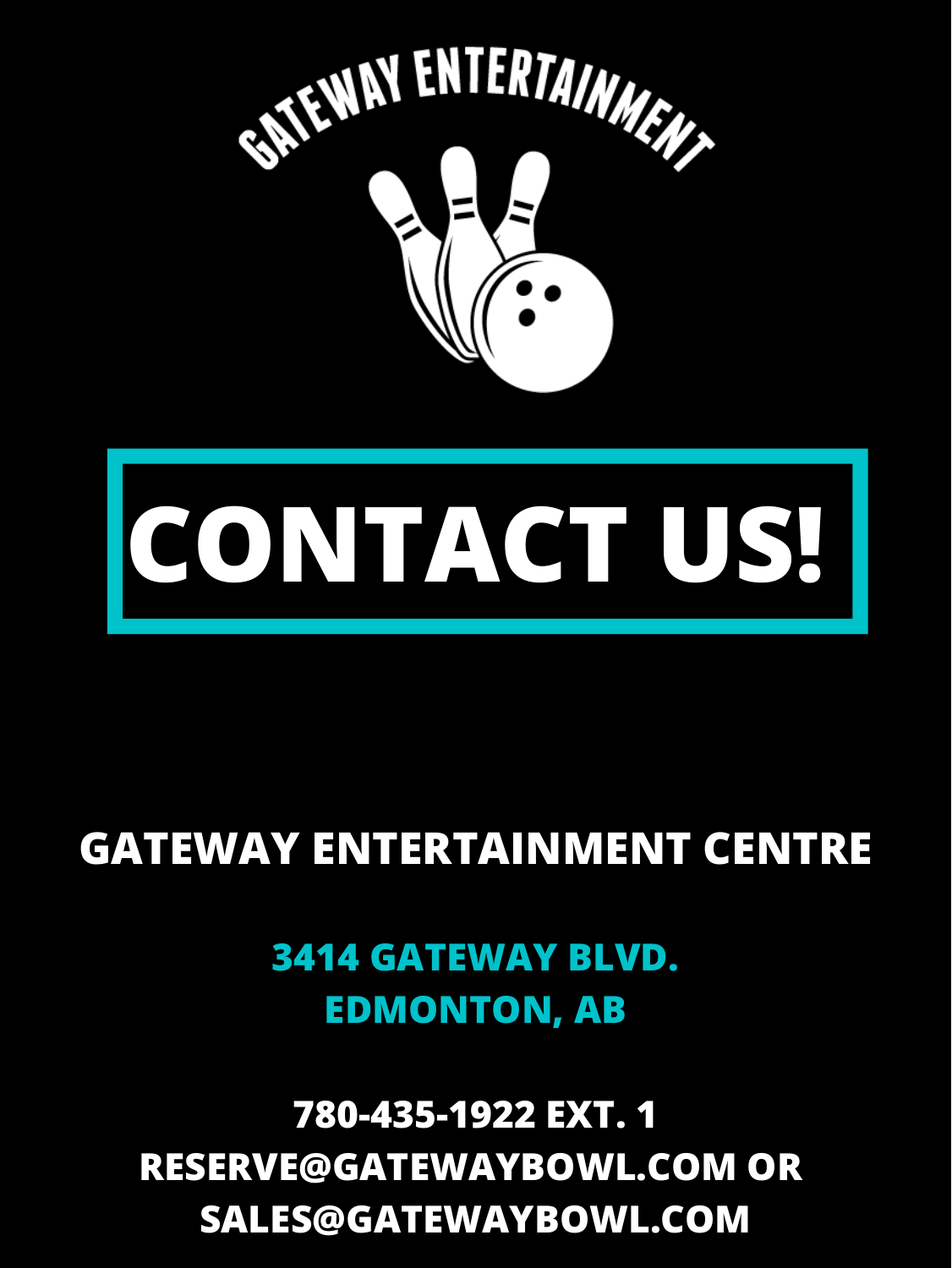GATEWAY ENTERTAINMENT

# CONTACT US!

**GATEWAY ENTERTAINMENT CENTRE**

**3414 GATEWAY BLVD.**
**EDMONTON, AB**

**780-435-1922 EXT. 1**
**RESERVE@GATEWAYBOWL.COM OR**
**SALES@GATEWAYBOWL.COM**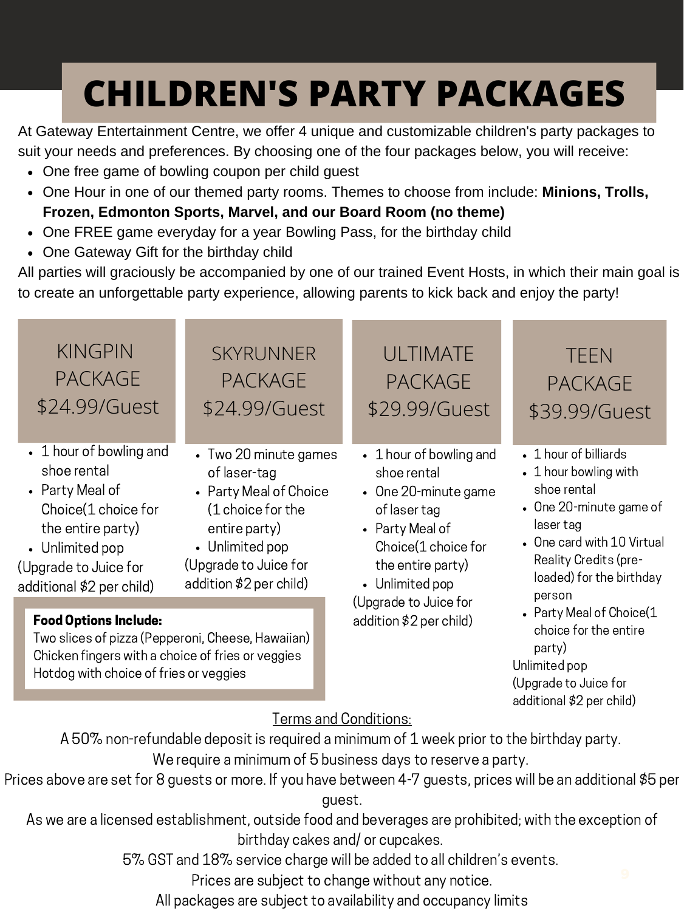# CHILDREN'S PARTY PACKAGES

At Gateway Entertainment Centre, we offer 4 unique and customizable children's party packages to suit your needs and preferences. By choosing one of the four packages below, you will receive:

- One free game of bowling coupon per child guest
- One Hour in one of our themed party rooms. Themes to choose from include: **Minions, Trolls, Frozen, Edmonton Sports, Marvel, and our Board Room (no theme)**
- One FREE game everyday for a year Bowling Pass, for the birthday child
- One Gateway Gift for the birthday child

All parties will graciously be accompanied by one of our trained Event Hosts, in which their main goal is to create an unforgettable party experience, allowing parents to kick back and enjoy the party!

## KINGPIN PACKAGE $24.99/Guest

- 1 hour of bowling and shoe rental
- Party Meal of Choice(1 choice for the entire party)
- Unlimited pop

(Upgrade to Juice for additional $2 per child)

## SKYRUNNER PACKAGE $24.99/Guest

- Two 20 minute games of laser-tag
- Party Meal of Choice (1 choice for the entire party)
- Unlimited pop

(Upgrade to Juice for addition $2 per child)

## ULTIMATE PACKAGE $29.99/Guest

- 1 hour of bowling and shoe rental
- One 20-minute game of laser tag
- Party Meal of Choice(1 choice for the entire party)
- Unlimited pop

(Upgrade to Juice for addition $2 per child)

## TEEN PACKAGE $39.99/Guest

- 1 hour of billiards
- 1 hour bowling with shoe rental
- One 20-minute game of laser tag
- One card with 10 Virtual Reality Credits (pre-loaded) for the birthday person
- Party Meal of Choice(1 choice for the entire party)

Unlimited pop
(Upgrade to Juice for additional $2 per child)

**Food Options Include:**
Two slices of pizza (Pepperoni, Cheese, Hawaiian)
Chicken fingers with a choice of fries or veggies
Hotdog with choice of fries or veggies

Terms and Conditions:

A 50% non-refundable deposit is required a minimum of 1 week prior to the birthday party.
We require a minimum of 5 business days to reserve a party.
Prices above are set for 8 guests or more. If you have between 4-7 guests, prices will be an additional $5 per guest.
As we are a licensed establishment, outside food and beverages are prohibited; with the exception of birthday cakes and/ or cupcakes.
5% GST and 18% service charge will be added to all children's events.
Prices are subject to change without any notice.
All packages are subject to availability and occupancy limits